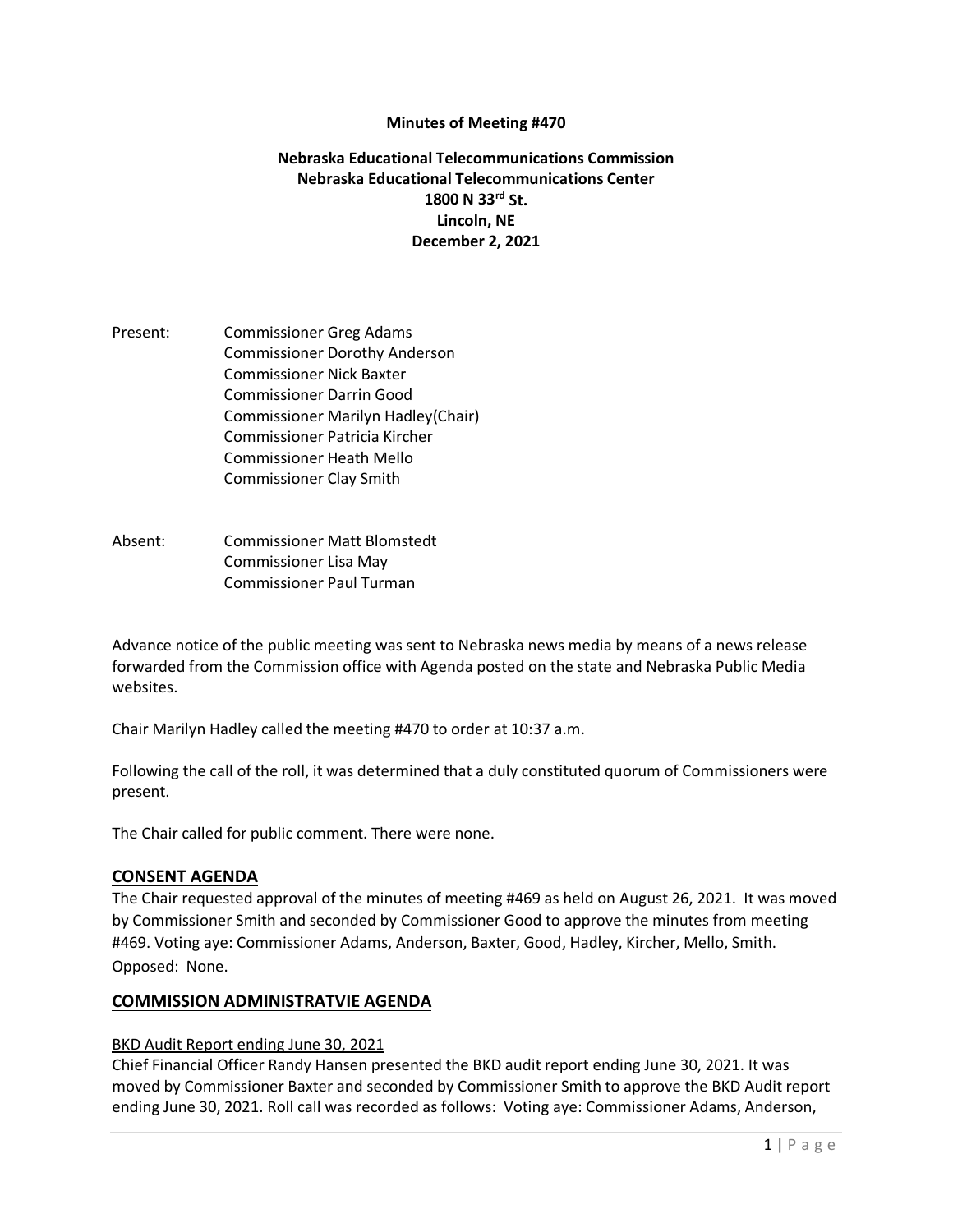**Minutes of Meeting #470**

**Nebraska Educational Telecommunications Commission**
**Nebraska Educational Telecommunications Center**
**1800 N 33rd St.**
**Lincoln, NE**
**December 2, 2021**

Present: Commissioner Greg Adams
Commissioner Dorothy Anderson
Commissioner Nick Baxter
Commissioner Darrin Good
Commissioner Marilyn Hadley(Chair)
Commissioner Patricia Kircher
Commissioner Heath Mello
Commissioner Clay Smith

Absent: Commissioner Matt Blomstedt
Commissioner Lisa May
Commissioner Paul Turman

Advance notice of the public meeting was sent to Nebraska news media by means of a news release forwarded from the Commission office with Agenda posted on the state and Nebraska Public Media websites.

Chair Marilyn Hadley called the meeting #470 to order at 10:37 a.m.

Following the call of the roll, it was determined that a duly constituted quorum of Commissioners were present.

The Chair called for public comment. There were none.

## CONSENT AGENDA

The Chair requested approval of the minutes of meeting #469 as held on August 26, 2021. It was moved by Commissioner Smith and seconded by Commissioner Good to approve the minutes from meeting #469. Voting aye: Commissioner Adams, Anderson, Baxter, Good, Hadley, Kircher, Mello, Smith. Opposed: None.

## COMMISSION ADMINISTRATVIE AGENDA

BKD Audit Report ending June 30, 2021

Chief Financial Officer Randy Hansen presented the BKD audit report ending June 30, 2021. It was moved by Commissioner Baxter and seconded by Commissioner Smith to approve the BKD Audit report ending June 30, 2021. Roll call was recorded as follows: Voting aye: Commissioner Adams, Anderson,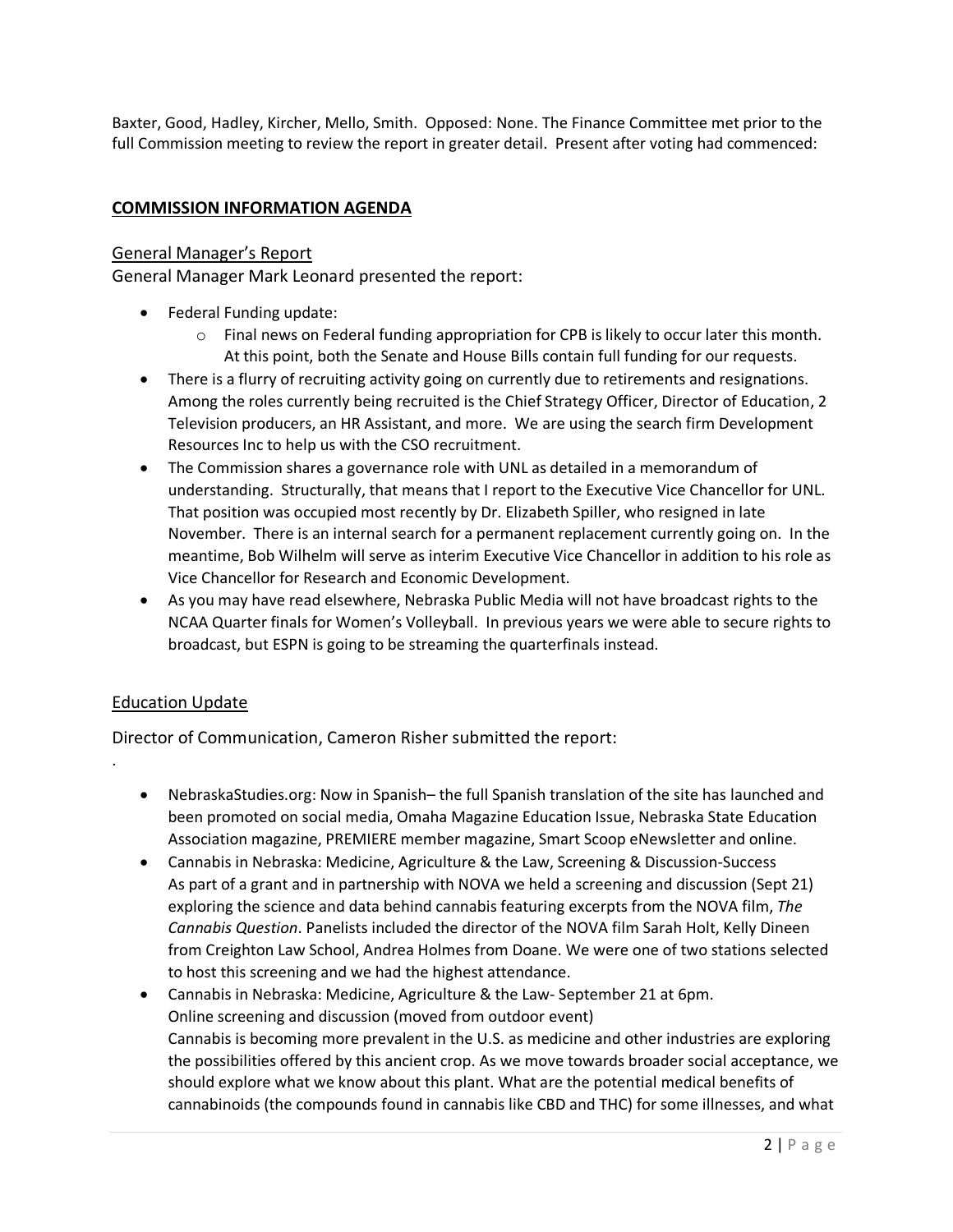Baxter, Good, Hadley, Kircher, Mello, Smith. Opposed: None. The Finance Committee met prior to the full Commission meeting to review the report in greater detail. Present after voting had commenced:

## COMMISSION INFORMATION AGENDA

### General Manager's Report

General Manager Mark Leonard presented the report:

- Federal Funding update:
  - Final news on Federal funding appropriation for CPB is likely to occur later this month. At this point, both the Senate and House Bills contain full funding for our requests.
- There is a flurry of recruiting activity going on currently due to retirements and resignations. Among the roles currently being recruited is the Chief Strategy Officer, Director of Education, 2 Television producers, an HR Assistant, and more. We are using the search firm Development Resources Inc to help us with the CSO recruitment.
- The Commission shares a governance role with UNL as detailed in a memorandum of understanding. Structurally, that means that I report to the Executive Vice Chancellor for UNL. That position was occupied most recently by Dr. Elizabeth Spiller, who resigned in late November. There is an internal search for a permanent replacement currently going on. In the meantime, Bob Wilhelm will serve as interim Executive Vice Chancellor in addition to his role as Vice Chancellor for Research and Economic Development.
- As you may have read elsewhere, Nebraska Public Media will not have broadcast rights to the NCAA Quarter finals for Women's Volleyball. In previous years we were able to secure rights to broadcast, but ESPN is going to be streaming the quarterfinals instead.

### Education Update

Director of Communication, Cameron Risher submitted the report:

.

- NebraskaStudies.org: Now in Spanish– the full Spanish translation of the site has launched and been promoted on social media, Omaha Magazine Education Issue, Nebraska State Education Association magazine, PREMIERE member magazine, Smart Scoop eNewsletter and online.
- Cannabis in Nebraska: Medicine, Agriculture & the Law, Screening & Discussion-Success
  As part of a grant and in partnership with NOVA we held a screening and discussion (Sept 21) exploring the science and data behind cannabis featuring excerpts from the NOVA film, *The Cannabis Question*. Panelists included the director of the NOVA film Sarah Holt, Kelly Dineen from Creighton Law School, Andrea Holmes from Doane. We were one of two stations selected to host this screening and we had the highest attendance.
- Cannabis in Nebraska: Medicine, Agriculture & the Law- September 21 at 6pm.
  Online screening and discussion (moved from outdoor event)
  Cannabis is becoming more prevalent in the U.S. as medicine and other industries are exploring the possibilities offered by this ancient crop. As we move towards broader social acceptance, we should explore what we know about this plant. What are the potential medical benefits of cannabinoids (the compounds found in cannabis like CBD and THC) for some illnesses, and what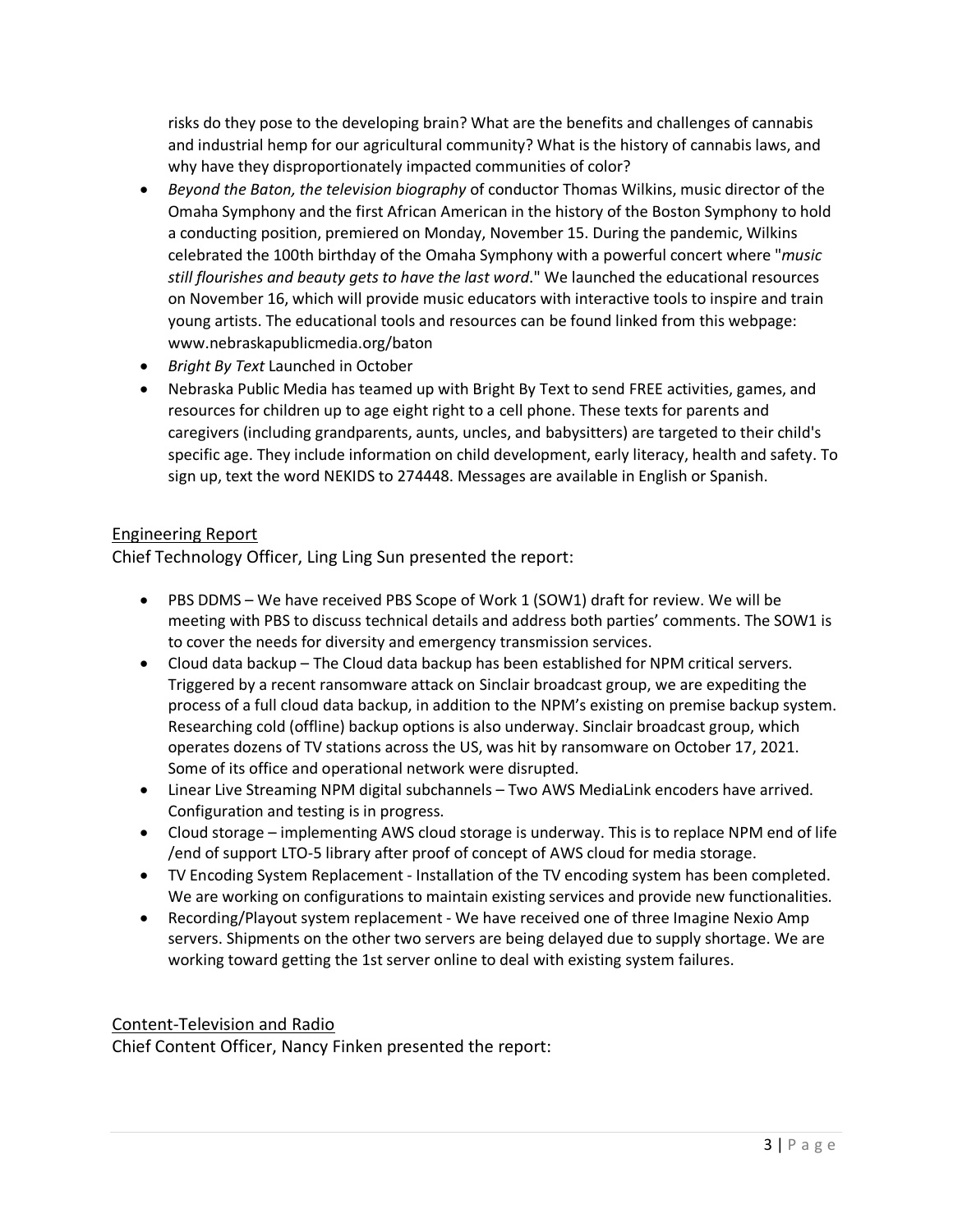risks do they pose to the developing brain? What are the benefits and challenges of cannabis and industrial hemp for our agricultural community? What is the history of cannabis laws, and why have they disproportionately impacted communities of color?

- *Beyond the Baton, the television biography* of conductor Thomas Wilkins, music director of the Omaha Symphony and the first African American in the history of the Boston Symphony to hold a conducting position, premiered on Monday, November 15. During the pandemic, Wilkins celebrated the 100th birthday of the Omaha Symphony with a powerful concert where "*music still flourishes and beauty gets to have the last word*." We launched the educational resources on November 16, which will provide music educators with interactive tools to inspire and train young artists. The educational tools and resources can be found linked from this webpage: www.nebraskapublicmedia.org/baton
- *Bright By Text* Launched in October
- Nebraska Public Media has teamed up with Bright By Text to send FREE activities, games, and resources for children up to age eight right to a cell phone. These texts for parents and caregivers (including grandparents, aunts, uncles, and babysitters) are targeted to their child's specific age. They include information on child development, early literacy, health and safety. To sign up, text the word NEKIDS to 274448. Messages are available in English or Spanish.

## Engineering Report

Chief Technology Officer, Ling Ling Sun presented the report:

- PBS DDMS – We have received PBS Scope of Work 1 (SOW1) draft for review. We will be meeting with PBS to discuss technical details and address both parties' comments. The SOW1 is to cover the needs for diversity and emergency transmission services.
- Cloud data backup – The Cloud data backup has been established for NPM critical servers. Triggered by a recent ransomware attack on Sinclair broadcast group, we are expediting the process of a full cloud data backup, in addition to the NPM's existing on premise backup system. Researching cold (offline) backup options is also underway. Sinclair broadcast group, which operates dozens of TV stations across the US, was hit by ransomware on October 17, 2021. Some of its office and operational network were disrupted.
- Linear Live Streaming NPM digital subchannels – Two AWS MediaLink encoders have arrived. Configuration and testing is in progress.
- Cloud storage – implementing AWS cloud storage is underway. This is to replace NPM end of life /end of support LTO-5 library after proof of concept of AWS cloud for media storage.
- TV Encoding System Replacement - Installation of the TV encoding system has been completed. We are working on configurations to maintain existing services and provide new functionalities.
- Recording/Playout system replacement - We have received one of three Imagine Nexio Amp servers. Shipments on the other two servers are being delayed due to supply shortage. We are working toward getting the 1st server online to deal with existing system failures.

## Content-Television and Radio

Chief Content Officer, Nancy Finken presented the report: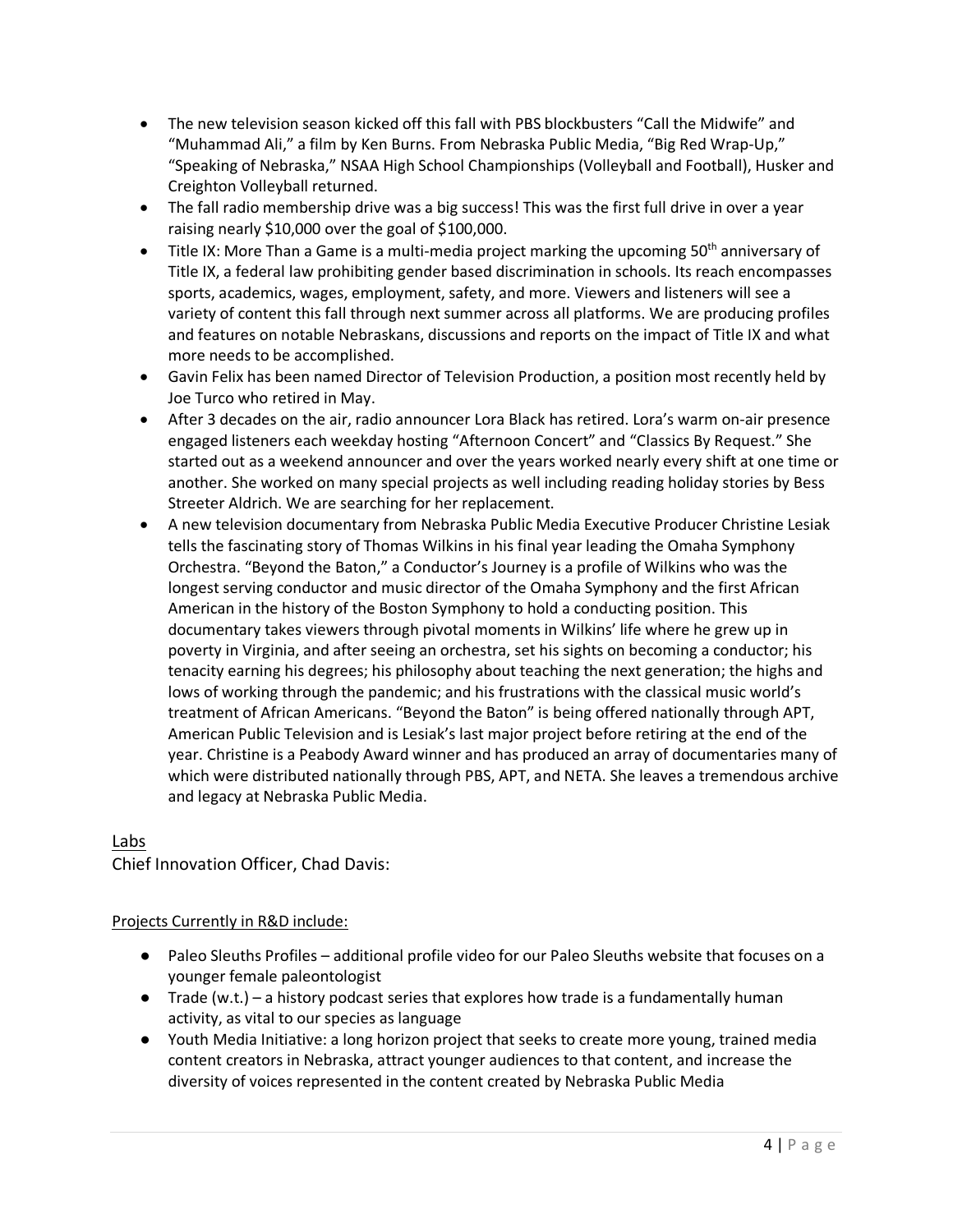- The new television season kicked off this fall with PBS blockbusters "Call the Midwife" and "Muhammad Ali," a film by Ken Burns. From Nebraska Public Media, "Big Red Wrap-Up," "Speaking of Nebraska," NSAA High School Championships (Volleyball and Football), Husker and Creighton Volleyball returned.
- The fall radio membership drive was a big success! This was the first full drive in over a year raising nearly $10,000 over the goal of $100,000.
- Title IX: More Than a Game is a multi-media project marking the upcoming 50th anniversary of Title IX, a federal law prohibiting gender based discrimination in schools. Its reach encompasses sports, academics, wages, employment, safety, and more. Viewers and listeners will see a variety of content this fall through next summer across all platforms. We are producing profiles and features on notable Nebraskans, discussions and reports on the impact of Title IX and what more needs to be accomplished.
- Gavin Felix has been named Director of Television Production, a position most recently held by Joe Turco who retired in May.
- After 3 decades on the air, radio announcer Lora Black has retired. Lora's warm on-air presence engaged listeners each weekday hosting "Afternoon Concert" and "Classics By Request." She started out as a weekend announcer and over the years worked nearly every shift at one time or another. She worked on many special projects as well including reading holiday stories by Bess Streeter Aldrich. We are searching for her replacement.
- A new television documentary from Nebraska Public Media Executive Producer Christine Lesiak tells the fascinating story of Thomas Wilkins in his final year leading the Omaha Symphony Orchestra. "Beyond the Baton," a Conductor's Journey is a profile of Wilkins who was the longest serving conductor and music director of the Omaha Symphony and the first African American in the history of the Boston Symphony to hold a conducting position. This documentary takes viewers through pivotal moments in Wilkins' life where he grew up in poverty in Virginia, and after seeing an orchestra, set his sights on becoming a conductor; his tenacity earning his degrees; his philosophy about teaching the next generation; the highs and lows of working through the pandemic; and his frustrations with the classical music world's treatment of African Americans. "Beyond the Baton" is being offered nationally through APT, American Public Television and is Lesiak's last major project before retiring at the end of the year. Christine is a Peabody Award winner and has produced an array of documentaries many of which were distributed nationally through PBS, APT, and NETA. She leaves a tremendous archive and legacy at Nebraska Public Media.

## Labs

Chief Innovation Officer, Chad Davis:

Projects Currently in R&D include:

- Paleo Sleuths Profiles – additional profile video for our Paleo Sleuths website that focuses on a younger female paleontologist
- Trade (w.t.) – a history podcast series that explores how trade is a fundamentally human activity, as vital to our species as language
- Youth Media Initiative: a long horizon project that seeks to create more young, trained media content creators in Nebraska, attract younger audiences to that content, and increase the diversity of voices represented in the content created by Nebraska Public Media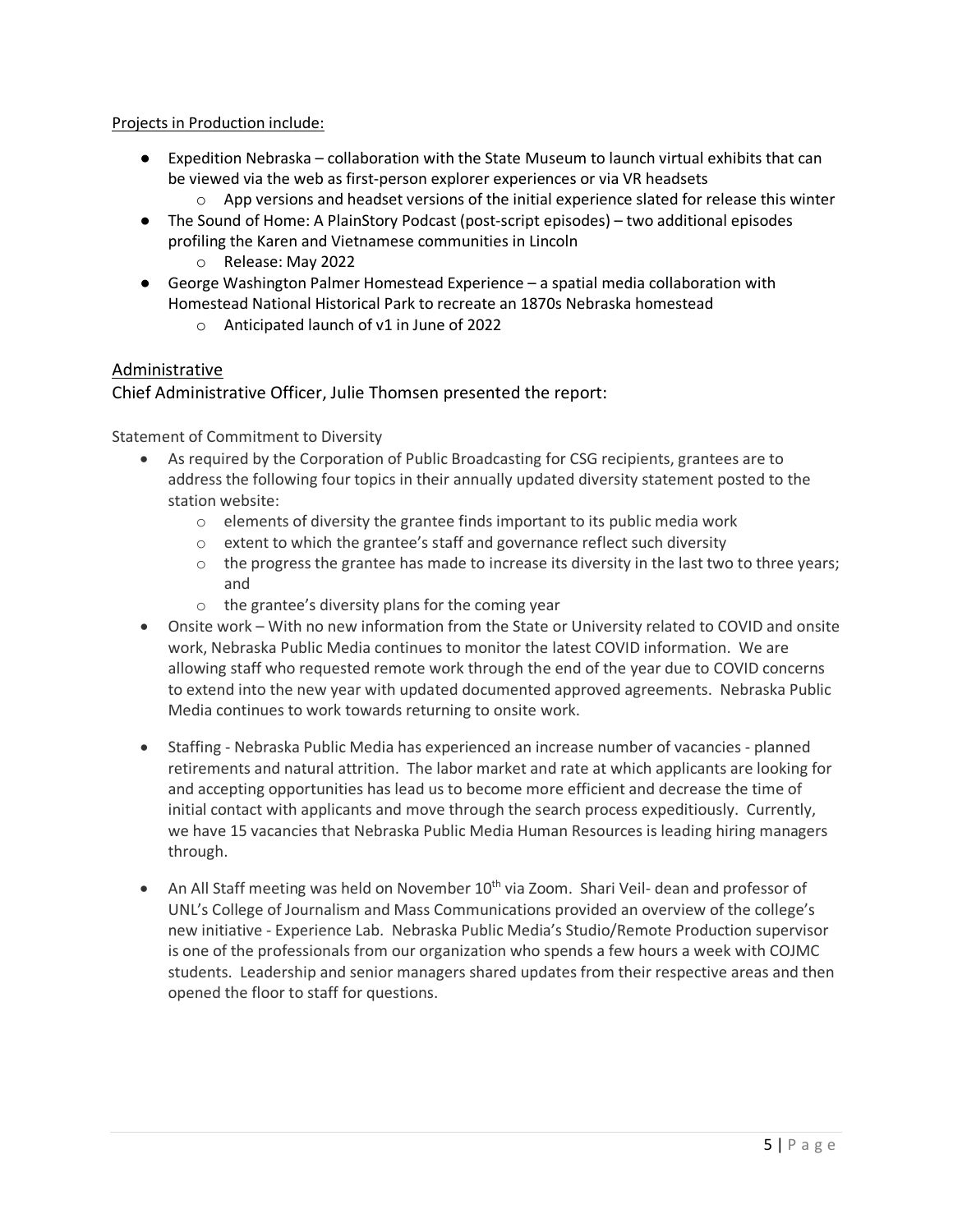Projects in Production include:

- Expedition Nebraska – collaboration with the State Museum to launch virtual exhibits that can be viewed via the web as first-person explorer experiences or via VR headsets
  - App versions and headset versions of the initial experience slated for release this winter
- The Sound of Home: A PlainStory Podcast (post-script episodes) – two additional episodes profiling the Karen and Vietnamese communities in Lincoln
  - Release: May 2022
- George Washington Palmer Homestead Experience – a spatial media collaboration with Homestead National Historical Park to recreate an 1870s Nebraska homestead
  - Anticipated launch of v1 in June of 2022

## Administrative

Chief Administrative Officer, Julie Thomsen presented the report:

Statement of Commitment to Diversity

- As required by the Corporation of Public Broadcasting for CSG recipients, grantees are to address the following four topics in their annually updated diversity statement posted to the station website:
  - elements of diversity the grantee finds important to its public media work
  - extent to which the grantee's staff and governance reflect such diversity
  - the progress the grantee has made to increase its diversity in the last two to three years; and
  - the grantee's diversity plans for the coming year
- Onsite work – With no new information from the State or University related to COVID and onsite work, Nebraska Public Media continues to monitor the latest COVID information. We are allowing staff who requested remote work through the end of the year due to COVID concerns to extend into the new year with updated documented approved agreements. Nebraska Public Media continues to work towards returning to onsite work.
- Staffing - Nebraska Public Media has experienced an increase number of vacancies - planned retirements and natural attrition. The labor market and rate at which applicants are looking for and accepting opportunities has lead us to become more efficient and decrease the time of initial contact with applicants and move through the search process expeditiously. Currently, we have 15 vacancies that Nebraska Public Media Human Resources is leading hiring managers through.
- An All Staff meeting was held on November 10th via Zoom. Shari Veil- dean and professor of UNL's College of Journalism and Mass Communications provided an overview of the college's new initiative - Experience Lab. Nebraska Public Media's Studio/Remote Production supervisor is one of the professionals from our organization who spends a few hours a week with COJMC students. Leadership and senior managers shared updates from their respective areas and then opened the floor to staff for questions.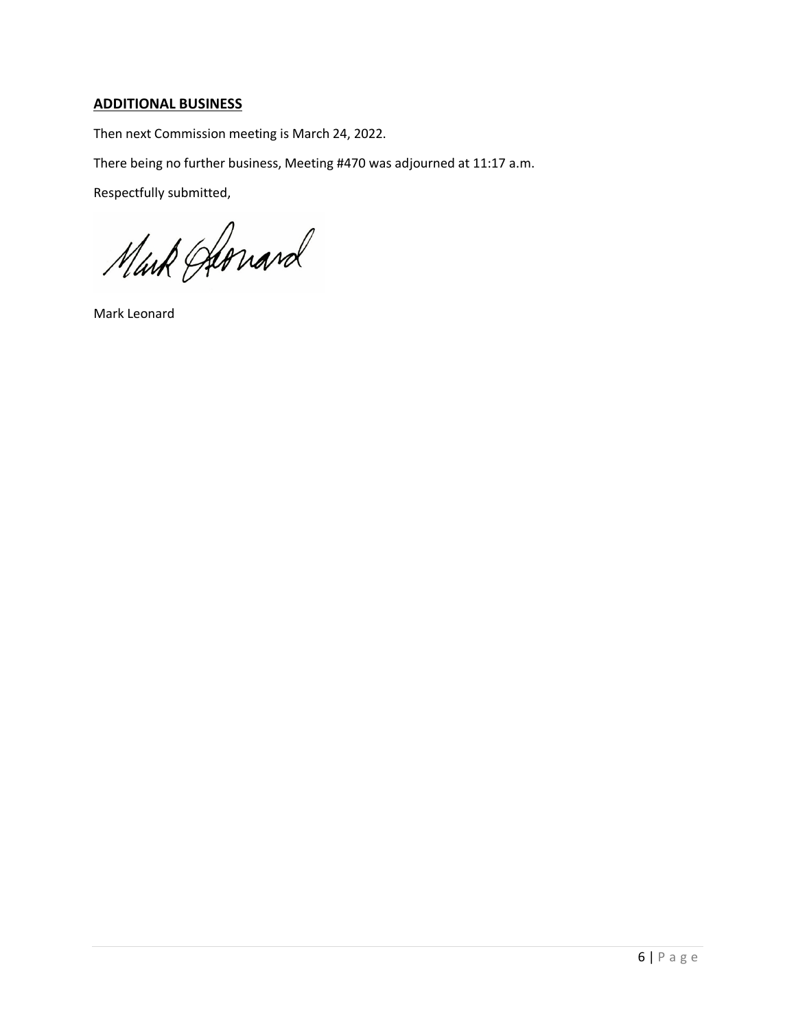## ADDITIONAL BUSINESS

Then next Commission meeting is March 24, 2022.

There being no further business, Meeting #470 was adjourned at 11:17 a.m.

Respectfully submitted,

Mark Leonard